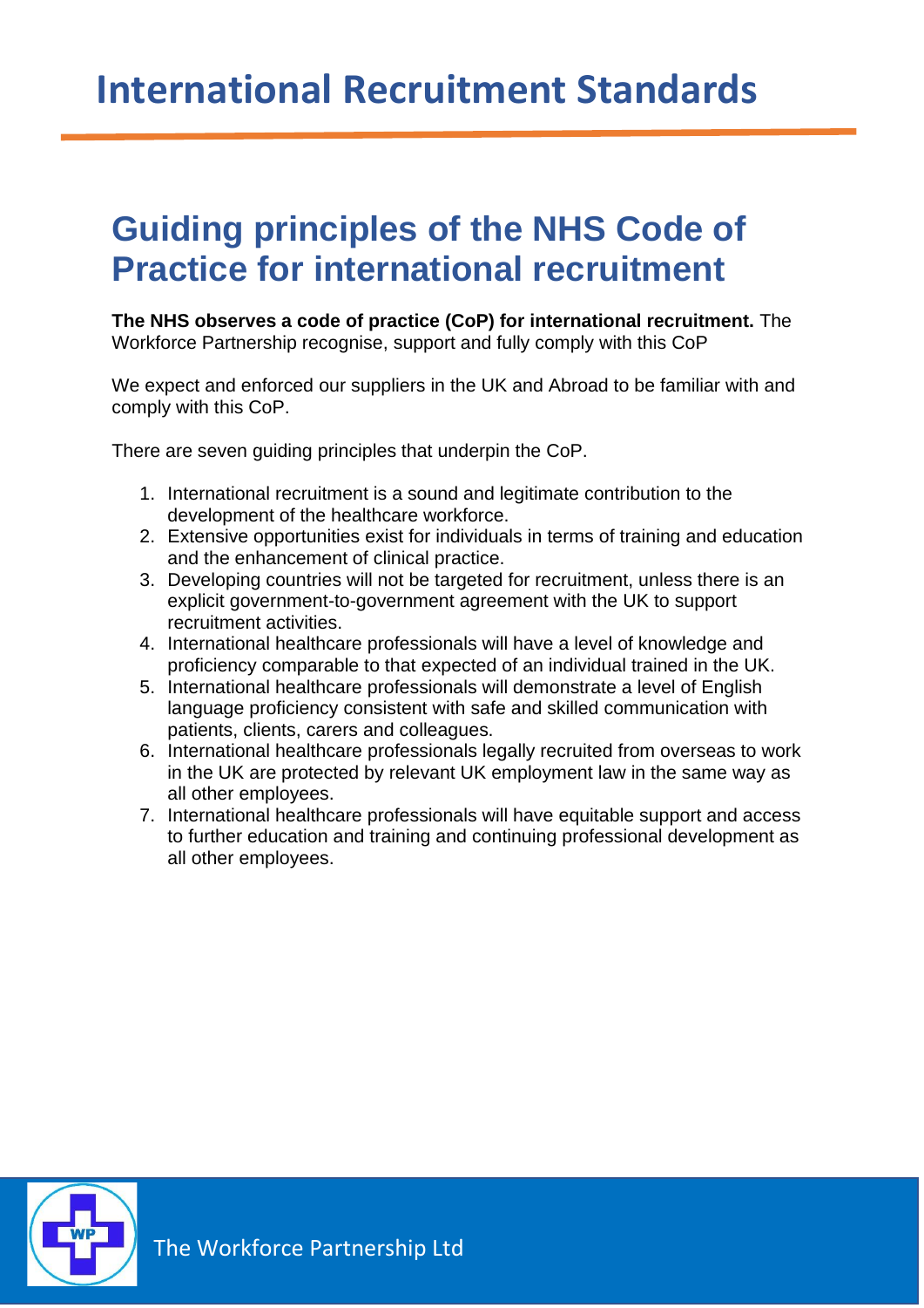# International Recruitment Standards

## Guiding principles of the NHS Code of Practice for international recruitment

**The NHS observes a code of practice (CoP) for international recruitment.** The Workforce Partnership recognise, support and fully comply with this CoP

We expect and enforced our suppliers in the UK and Abroad to be familiar with and comply with this CoP.

There are seven guiding principles that underpin the CoP.

1. International recruitment is a sound and legitimate contribution to the development of the healthcare workforce.
2. Extensive opportunities exist for individuals in terms of training and education and the enhancement of clinical practice.
3. Developing countries will not be targeted for recruitment, unless there is an explicit government-to-government agreement with the UK to support recruitment activities.
4. International healthcare professionals will have a level of knowledge and proficiency comparable to that expected of an individual trained in the UK.
5. International healthcare professionals will demonstrate a level of English language proficiency consistent with safe and skilled communication with patients, clients, carers and colleagues.
6. International healthcare professionals legally recruited from overseas to work in the UK are protected by relevant UK employment law in the same way as all other employees.
7. International healthcare professionals will have equitable support and access to further education and training and continuing professional development as all other employees.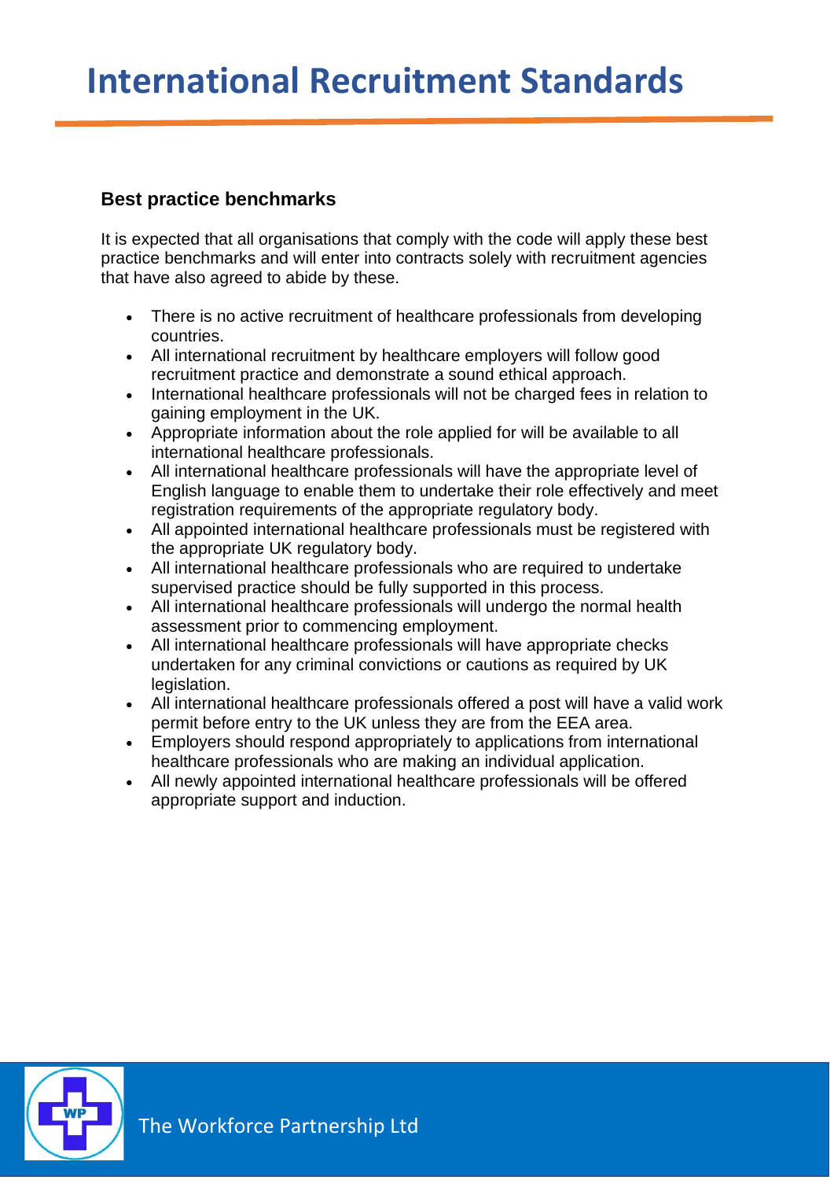# International Recruitment Standards

### Best practice benchmarks

It is expected that all organisations that comply with the code will apply these best practice benchmarks and will enter into contracts solely with recruitment agencies that have also agreed to abide by these.

- There is no active recruitment of healthcare professionals from developing countries.
- All international recruitment by healthcare employers will follow good recruitment practice and demonstrate a sound ethical approach.
- International healthcare professionals will not be charged fees in relation to gaining employment in the UK.
- Appropriate information about the role applied for will be available to all international healthcare professionals.
- All international healthcare professionals will have the appropriate level of English language to enable them to undertake their role effectively and meet registration requirements of the appropriate regulatory body.
- All appointed international healthcare professionals must be registered with the appropriate UK regulatory body.
- All international healthcare professionals who are required to undertake supervised practice should be fully supported in this process.
- All international healthcare professionals will undergo the normal health assessment prior to commencing employment.
- All international healthcare professionals will have appropriate checks undertaken for any criminal convictions or cautions as required by UK legislation.
- All international healthcare professionals offered a post will have a valid work permit before entry to the UK unless they are from the EEA area.
- Employers should respond appropriately to applications from international healthcare professionals who are making an individual application.
- All newly appointed international healthcare professionals will be offered appropriate support and induction.